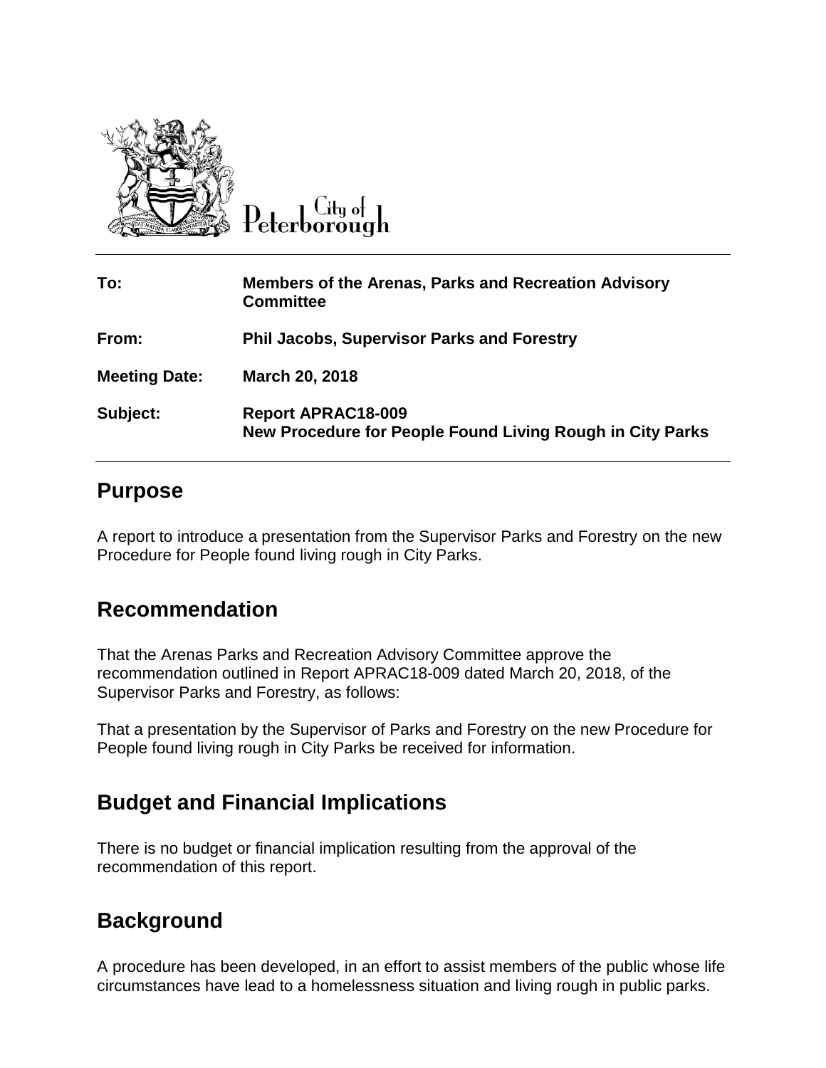City of Peterborough

| To: | Members of the Arenas, Parks and Recreation Advisory Committee |
| --- | --- |
| From: | Phil Jacobs, Supervisor Parks and Forestry |
| Meeting Date: | March 20, 2018 |
| Subject: | Report APRAC18-009 New Procedure for People Found Living Rough in City Parks |

## Purpose

A report to introduce a presentation from the Supervisor Parks and Forestry on the new Procedure for People found living rough in City Parks.

## Recommendation

That the Arenas Parks and Recreation Advisory Committee approve the recommendation outlined in Report APRAC18-009 dated March 20, 2018, of the Supervisor Parks and Forestry, as follows:

That a presentation by the Supervisor of Parks and Forestry on the new Procedure for People found living rough in City Parks be received for information.

## Budget and Financial Implications

There is no budget or financial implication resulting from the approval of the recommendation of this report.

## Background

A procedure has been developed, in an effort to assist members of the public whose life circumstances have lead to a homelessness situation and living rough in public parks.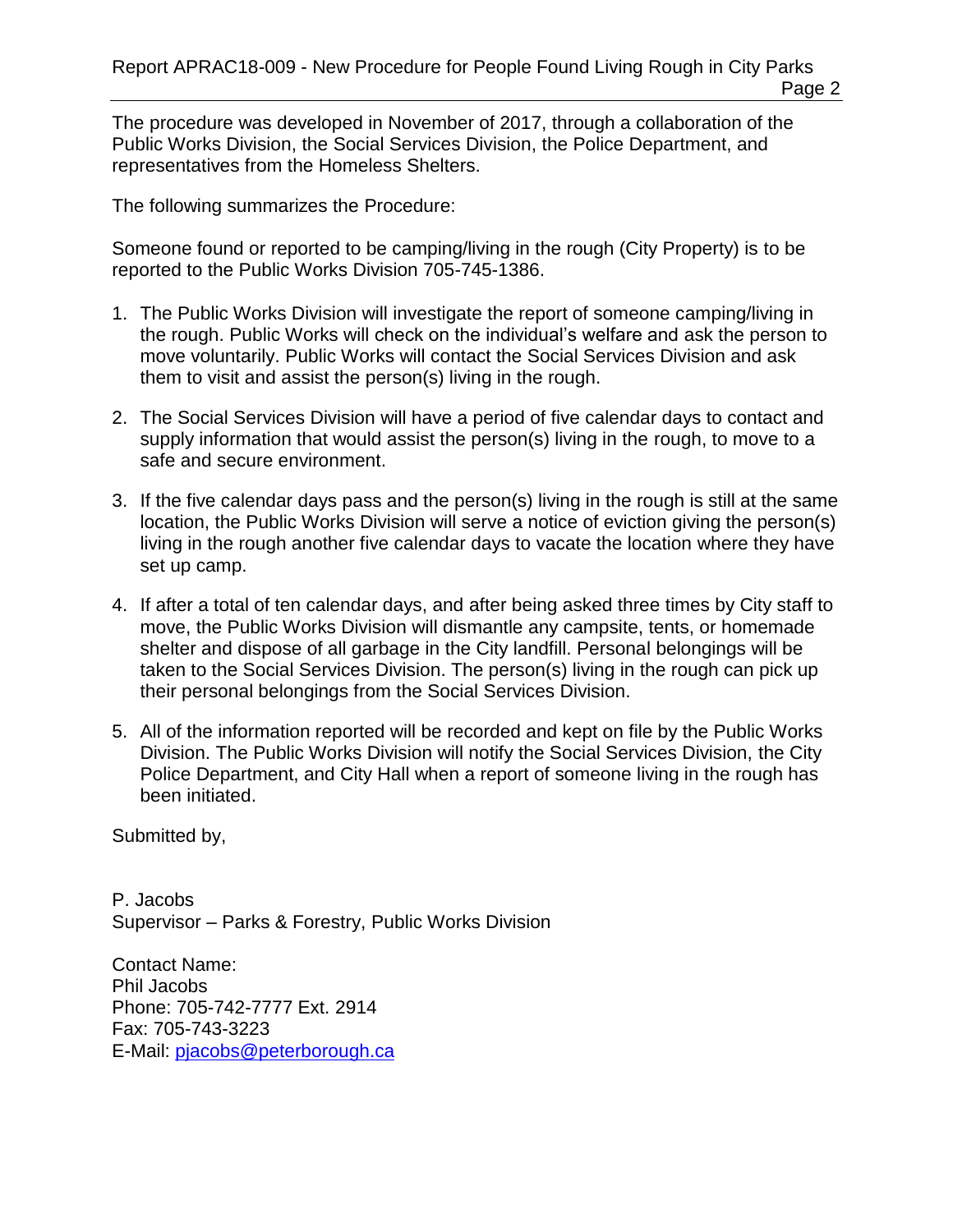The procedure was developed in November of 2017, through a collaboration of the Public Works Division, the Social Services Division, the Police Department, and representatives from the Homeless Shelters.

The following summarizes the Procedure:

Someone found or reported to be camping/living in the rough (City Property) is to be reported to the Public Works Division 705-745-1386.

1. The Public Works Division will investigate the report of someone camping/living in the rough. Public Works will check on the individual's welfare and ask the person to move voluntarily. Public Works will contact the Social Services Division and ask them to visit and assist the person(s) living in the rough.

2. The Social Services Division will have a period of five calendar days to contact and supply information that would assist the person(s) living in the rough, to move to a safe and secure environment.

3. If the five calendar days pass and the person(s) living in the rough is still at the same location, the Public Works Division will serve a notice of eviction giving the person(s) living in the rough another five calendar days to vacate the location where they have set up camp.

4. If after a total of ten calendar days, and after being asked three times by City staff to move, the Public Works Division will dismantle any campsite, tents, or homemade shelter and dispose of all garbage in the City landfill. Personal belongings will be taken to the Social Services Division. The person(s) living in the rough can pick up their personal belongings from the Social Services Division.

5. All of the information reported will be recorded and kept on file by the Public Works Division. The Public Works Division will notify the Social Services Division, the City Police Department, and City Hall when a report of someone living in the rough has been initiated.

Submitted by,

P. Jacobs
Supervisor – Parks & Forestry, Public Works Division

Contact Name:
Phil Jacobs
Phone: 705-742-7777 Ext. 2914
Fax: 705-743-3223
E-Mail: pjacobs@peterborough.ca